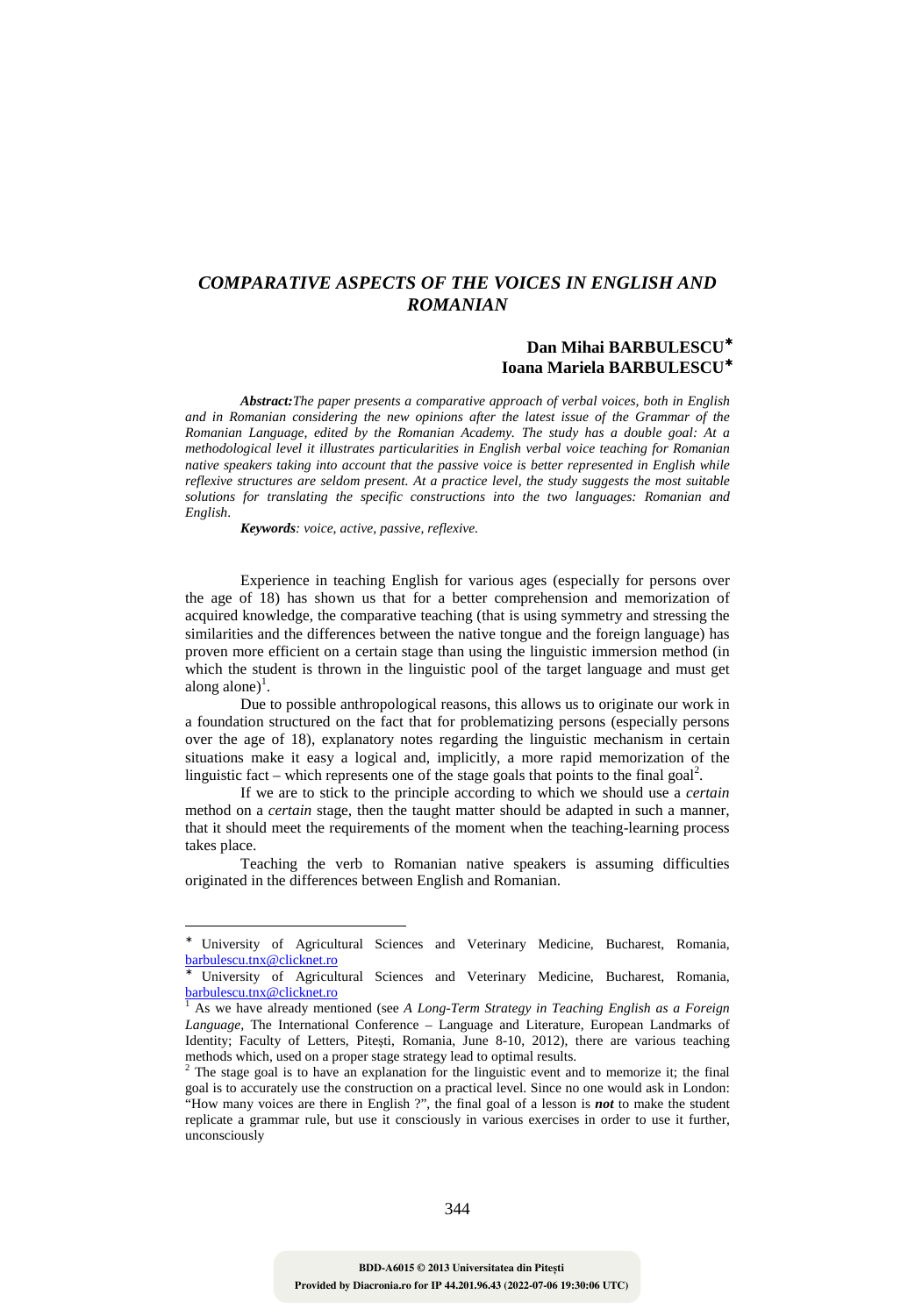# *COMPARATIVE ASPECTS OF THE VOICES IN ENGLISH AND ROMANIAN*

**Dan Mihai BARBULESCU**[∗]
**Ioana Mariela BARBULESCU**[∗]

***Abstract:*** *The paper presents a comparative approach of verbal voices, both in English and in Romanian considering the new opinions after the latest issue of the Grammar of the Romanian Language, edited by the Romanian Academy. The study has a double goal: At a methodological level it illustrates particularities in English verbal voice teaching for Romanian native speakers taking into account that the passive voice is better represented in English while reflexive structures are seldom present. At a practice level, the study suggests the most suitable solutions for translating the specific constructions into the two languages: Romanian and English.*

***Keywords****: voice, active, passive, reflexive.*

Experience in teaching English for various ages (especially for persons over the age of 18) has shown us that for a better comprehension and memorization of acquired knowledge, the comparative teaching (that is using symmetry and stressing the similarities and the differences between the native tongue and the foreign language) has proven more efficient on a certain stage than using the linguistic immersion method (in which the student is thrown in the linguistic pool of the target language and must get along alone)[1].

Due to possible anthropological reasons, this allows us to originate our work in a foundation structured on the fact that for problematizing persons (especially persons over the age of 18), explanatory notes regarding the linguistic mechanism in certain situations make it easy a logical and, implicitly, a more rapid memorization of the linguistic fact – which represents one of the stage goals that points to the final goal[2].

If we are to stick to the principle according to which we should use a *certain* method on a *certain* stage, then the taught matter should be adapted in such a manner, that it should meet the requirements of the moment when the teaching-learning process takes place.

Teaching the verb to Romanian native speakers is assuming difficulties originated in the differences between English and Romanian.

---

∗ University of Agricultural Sciences and Veterinary Medicine, Bucharest, Romania, barbulescu.tnx@clicknet.ro

∗ University of Agricultural Sciences and Veterinary Medicine, Bucharest, Romania, barbulescu.tnx@clicknet.ro

[1] As we have already mentioned (see *A Long-Term Strategy in Teaching English as a Foreign Language*, The International Conference – Language and Literature, European Landmarks of Identity; Faculty of Letters, Pitești, Romania, June 8-10, 2012), there are various teaching methods which, used on a proper stage strategy lead to optimal results.

[2] The stage goal is to have an explanation for the linguistic event and to memorize it; the final goal is to accurately use the construction on a practical level. Since no one would ask in London: "How many voices are there in English ?", the final goal of a lesson is ***not*** to make the student replicate a grammar rule, but use it consciously in various exercises in order to use it further, unconsciously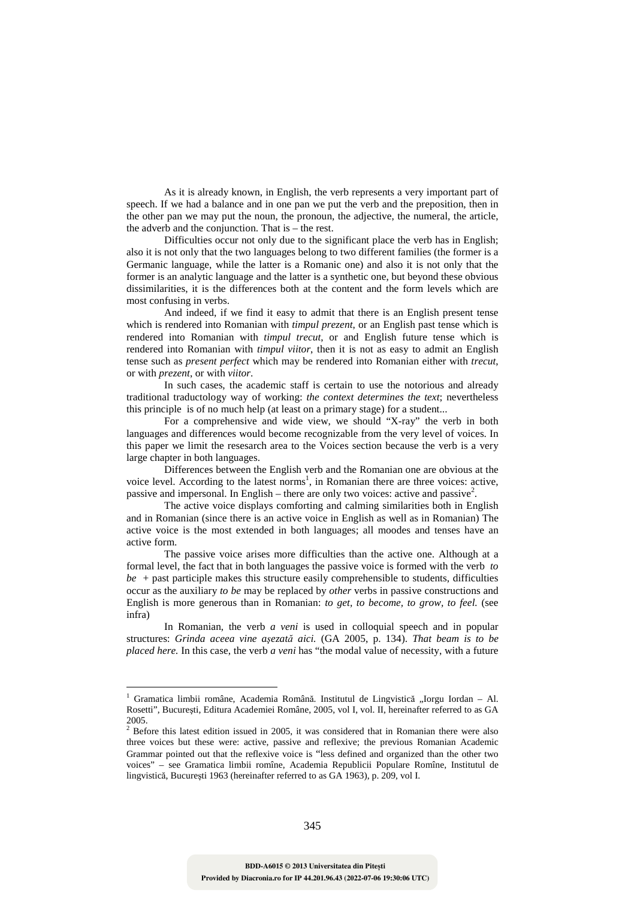As it is already known, in English, the verb represents a very important part of speech. If we had a balance and in one pan we put the verb and the preposition, then in the other pan we may put the noun, the pronoun, the adjective, the numeral, the article, the adverb and the conjunction. That is – the rest.

Difficulties occur not only due to the significant place the verb has in English; also it is not only that the two languages belong to two different families (the former is a Germanic language, while the latter is a Romanic one) and also it is not only that the former is an analytic language and the latter is a synthetic one, but beyond these obvious dissimilarities, it is the differences both at the content and the form levels which are most confusing in verbs.

And indeed, if we find it easy to admit that there is an English present tense which is rendered into Romanian with *timpul prezent*, or an English past tense which is rendered into Romanian with *timpul trecut*, or and English future tense which is rendered into Romanian with *timpul viitor*, then it is not as easy to admit an English tense such as *present perfect* which may be rendered into Romanian either with *trecut*, or with *prezent*, or with *viitor*.

In such cases, the academic staff is certain to use the notorious and already traditional traductology way of working: *the context determines the text*; nevertheless this principle is of no much help (at least on a primary stage) for a student...

For a comprehensive and wide view, we should "X-ray" the verb in both languages and differences would become recognizable from the very level of voices. In this paper we limit the resesarch area to the Voices section because the verb is a very large chapter in both languages.

Differences between the English verb and the Romanian one are obvious at the voice level. According to the latest norms[1], in Romanian there are three voices: active, passive and impersonal. In English – there are only two voices: active and passive[2].

The active voice displays comforting and calming similarities both in English and in Romanian (since there is an active voice in English as well as in Romanian) The active voice is the most extended in both languages; all moodes and tenses have an active form.

The passive voice arises more difficulties than the active one. Although at a formal level, the fact that in both languages the passive voice is formed with the verb *to be* + past participle makes this structure easily comprehensible to students, difficulties occur as the auxiliary *to be* may be replaced by *other* verbs in passive constructions and English is more generous than in Romanian: *to get*, *to become, to grow*, *to feel.* (see infra)

In Romanian, the verb *a veni* is used in colloquial speech and in popular structures: *Grinda aceea vine așezată aici.* (GA 2005, p. 134). *That beam is to be placed here.* In this case, the verb *a veni* has "the modal value of necessity, with a future

---

[1] Gramatica limbii române, Academia Română. Institutul de Lingvistică „Iorgu Iordan – Al. Rosetti", Bucureşti, Editura Academiei Române, 2005, vol I, vol. II, hereinafter referred to as GA 2005.

[2] Before this latest edition issued in 2005, it was considered that in Romanian there were also three voices but these were: active, passive and reflexive; the previous Romanian Academic Grammar pointed out that the reflexive voice is "less defined and organized than the other two voices" – see Gramatica limbii romîne, Academia Republicii Populare Romîne, Institutul de lingvistică, Bucureşti 1963 (hereinafter referred to as GA 1963), p. 209, vol I.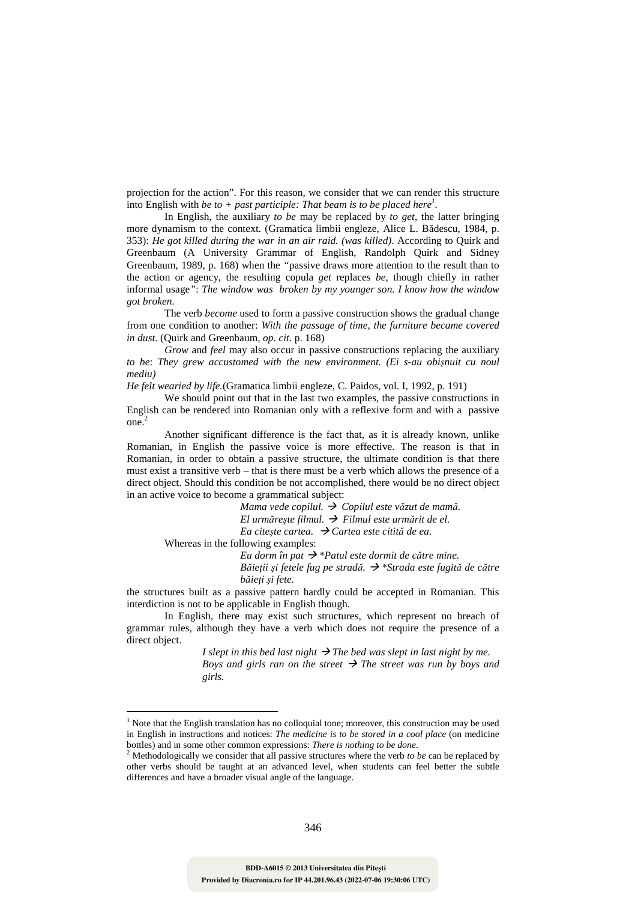projection for the action". For this reason, we consider that we can render this structure into English with *be to + past participle: That beam is to be placed here*[1].

In English, the auxiliary *to be* may be replaced by *to get*, the latter bringing more dynamism to the context. (Gramatica limbii engleze, Alice L. Bădescu, 1984, p. 353): *He got killed during the war in an air raid. (was killed)*. According to Quirk and Greenbaum (A University Grammar of English, Randolph Quirk and Sidney Greenbaum, 1989, p. 168) when the "passive draws more attention to the result than to the action or agency, the resulting copula *get* replaces *be,* though chiefly in rather informal usage": *The window was broken by my younger son. I know how the window got broken.*

The verb *become* used to form a passive construction shows the gradual change from one condition to another: *With the passage of time, the furniture became covered in dust*. (Quirk and Greenbaum, *op. cit.* p. 168)

*Grow* and *feel* may also occur in passive constructions replacing the auxiliary *to be*: *They grew accustomed with the new environment. (Ei s-au obișnuit cu noul mediu)*

*He felt wearied by life.*(Gramatica limbii engleze, C. Paidos, vol. I, 1992, p. 191)

We should point out that in the last two examples, the passive constructions in English can be rendered into Romanian only with a reflexive form and with a passive one.[2]

Another significant difference is the fact that, as it is already known, unlike Romanian, in English the passive voice is more effective. The reason is that in Romanian, in order to obtain a passive structure, the ultimate condition is that there must exist a transitive verb – that is there must be a verb which allows the presence of a direct object. Should this condition be not accomplished, there would be no direct object in an active voice to become a grammatical subject:

> *Mama vede copilul.* → *Copilul este văzut de mamă.*
> *El urmărește filmul.* → *Filmul este urmărit de el.*
> *Ea citește cartea.* → *Cartea este citită de ea.*

Whereas in the following examples:

> *Eu dorm în pat* → *\*Patul este dormit de către mine.*
> *Băieții și fetele fug pe stradă.* → *\*Strada este fugită de către băieți și fete.*

the structures built as a passive pattern hardly could be accepted in Romanian. This interdiction is not to be applicable in English though.

In English, there may exist such structures, which represent no breach of grammar rules, although they have a verb which does not require the presence of a direct object.

> *I slept in this bed last night* → *The bed was slept in last night by me.*
> *Boys and girls ran on the street* → *The street was run by boys and girls.*

---

[1] Note that the English translation has no colloquial tone; moreover, this construction may be used in English in instructions and notices: *The medicine is to be stored in a cool place* (on medicine bottles) and in some other common expressions: *There is nothing to be done*.

[2] Methodologically we consider that all passive structures where the verb *to be* can be replaced by other verbs should be taught at an advanced level, when students can feel better the subtle differences and have a broader visual angle of the language.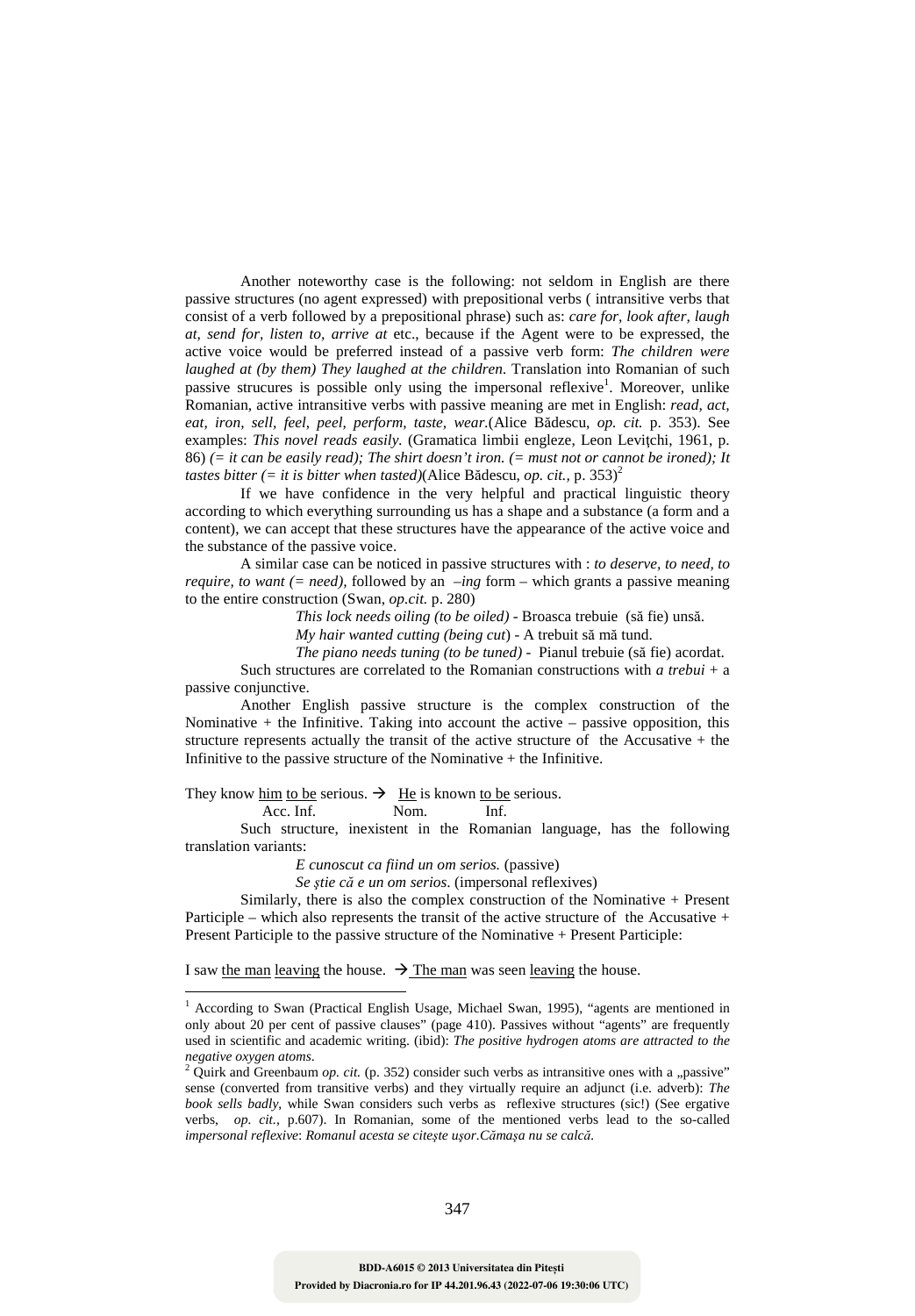Another noteworthy case is the following: not seldom in English are there passive structures (no agent expressed) with prepositional verbs ( intransitive verbs that consist of a verb followed by a prepositional phrase) such as: *care for, look after, laugh at, send for, listen to, arrive at* etc., because if the Agent were to be expressed, the active voice would be preferred instead of a passive verb form: *The children were laughed at (by them) They laughed at the children.* Translation into Romanian of such passive strucures is possible only using the impersonal reflexive[1]. Moreover, unlike Romanian, active intransitive verbs with passive meaning are met in English: *read, act, eat, iron, sell, feel, peel, perform, taste, wear*.(Alice Bădescu, *op. cit.* p. 353). See examples: *This novel reads easily.* (Gramatica limbii engleze, Leon Levițchi, 1961, p. 86) *(= it can be easily read); The shirt doesn't iron. (= must not or cannot be ironed); It tastes bitter (= it is bitter when tasted)*(Alice Bădescu, *op. cit.*, p. 353)[2]

If we have confidence in the very helpful and practical linguistic theory according to which everything surrounding us has a shape and a substance (a form and a content), we can accept that these structures have the appearance of the active voice and the substance of the passive voice.

A similar case can be noticed in passive structures with : *to deserve, to need, to require, to want (= need),* followed by an *–ing* form – which grants a passive meaning to the entire construction (Swan, *op.cit.* p. 280)

*This lock needs oiling (to be oiled)* - Broasca trebuie (să fie) unsă.

*My hair wanted cutting (being cut*) - A trebuit să mă tund.

*The piano needs tuning (to be tuned)* - Pianul trebuie (să fie) acordat.

Such structures are correlated to the Romanian constructions with *a trebui* + a passive conjunctive.

Another English passive structure is the complex construction of the Nominative + the Infinitive. Taking into account the active – passive opposition, this structure represents actually the transit of the active structure of the Accusative + the Infinitive to the passive structure of the Nominative + the Infinitive.

They know <u>him</u> <u>to be</u> serious. → <u>He</u> is known <u>to be</u> serious.
Acc. Inf. Nom. Inf.

Such structure, inexistent in the Romanian language, has the following translation variants:

*E cunoscut ca fiind un om serios.* (passive)

*Se știe că e un om serios.* (impersonal reflexives)

Similarly, there is also the complex construction of the Nominative + Present Participle – which also represents the transit of the active structure of the Accusative + Present Participle to the passive structure of the Nominative + Present Participle:

I saw <u>the man</u> <u>leaving</u> the house. → <u>The man</u> was seen <u>leaving</u> the house.

---

[1] According to Swan (Practical English Usage, Michael Swan, 1995), "agents are mentioned in only about 20 per cent of passive clauses" (page 410). Passives without "agents" are frequently used in scientific and academic writing. (ibid): *The positive hydrogen atoms are attracted to the negative oxygen atoms.*

[2] Quirk and Greenbaum *op. cit.* (p. 352) consider such verbs as intransitive ones with a „passive" sense (converted from transitive verbs) and they virtually require an adjunct (i.e. adverb): *The book sells badly*, while Swan considers such verbs as reflexive structures (sic!) (See ergative verbs, *op. cit.*, p.607). In Romanian, some of the mentioned verbs lead to the so-called *impersonal reflexive*: *Romanul acesta se citește ușor*.*Cămașa nu se calcă.*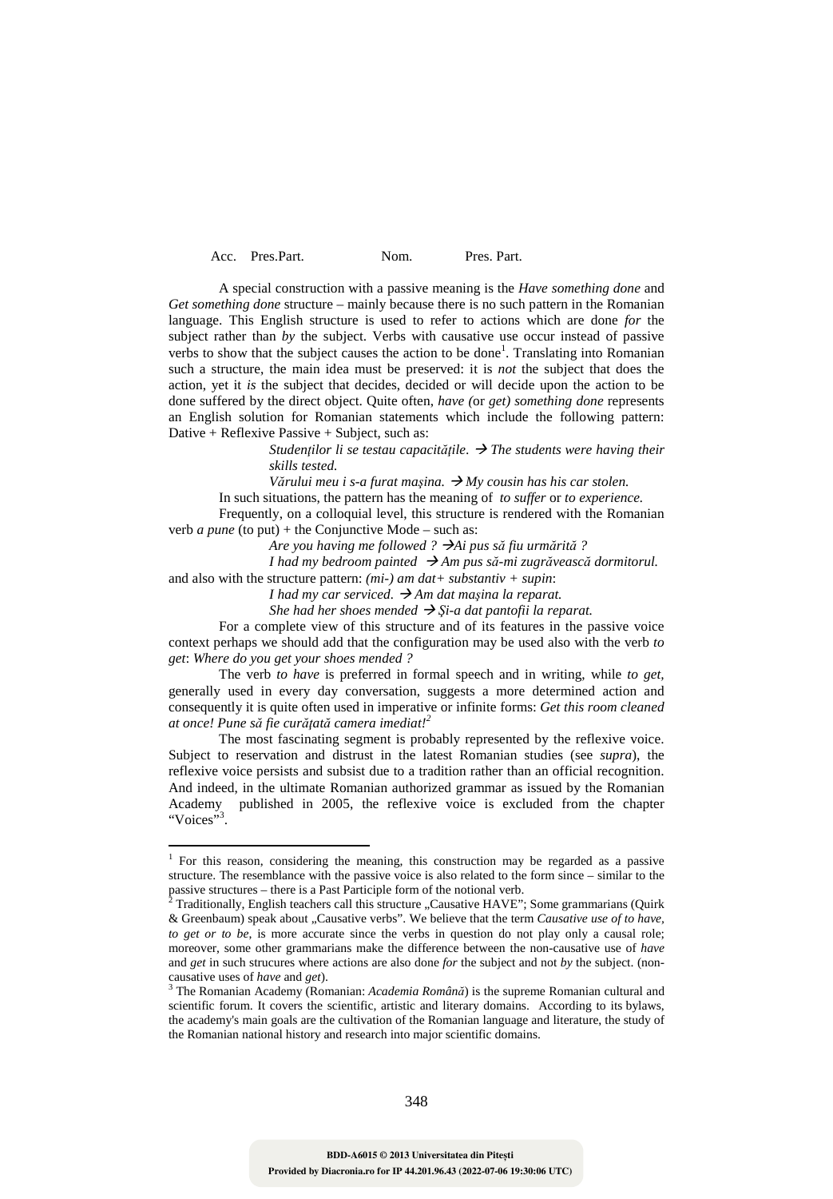Acc. Pres.Part. Nom. Pres. Part.

A special construction with a passive meaning is the *Have something done* and *Get something done* structure – mainly because there is no such pattern in the Romanian language. This English structure is used to refer to actions which are done *for* the subject rather than *by* the subject. Verbs with causative use occur instead of passive verbs to show that the subject causes the action to be done[1]. Translating into Romanian such a structure, the main idea must be preserved: it is *not* the subject that does the action, yet it *is* the subject that decides, decided or will decide upon the action to be done suffered by the direct object. Quite often, *have (*or *get) something done* represents an English solution for Romanian statements which include the following pattern: Dative + Reflexive Passive + Subject, such as:

*Studenților li se testau capacitățile.* → *The students were having their skills tested.*

*Vărului meu i s-a furat mașina.* → *My cousin has his car stolen.*

In such situations, the pattern has the meaning of *to suffer* or *to experience.*

Frequently, on a colloquial level, this structure is rendered with the Romanian verb *a pune* (to put) + the Conjunctive Mode – such as:

*Are you having me followed ?* →*Ai pus să fiu urmărită ?*

*I had my bedroom painted* → *Am pus să-mi zugrăvească dormitorul.*

and also with the structure pattern: *(mi-) am dat+ substantiv + supin*:

*I had my car serviced.* → *Am dat mașina la reparat.*

*She had her shoes mended* → *Și-a dat pantofii la reparat.*

For a complete view of this structure and of its features in the passive voice context perhaps we should add that the configuration may be used also with the verb *to get*: *Where do you get your shoes mended ?*

The verb *to have* is preferred in formal speech and in writing, while *to get,* generally used in every day conversation, suggests a more determined action and consequently it is quite often used in imperative or infinite forms: *Get this room cleaned at once! Pune să fie curățată camera imediat!*[2]

The most fascinating segment is probably represented by the reflexive voice. Subject to reservation and distrust in the latest Romanian studies (see *supra*), the reflexive voice persists and subsist due to a tradition rather than an official recognition. And indeed, in the ultimate Romanian authorized grammar as issued by the Romanian Academy published in 2005, the reflexive voice is excluded from the chapter "Voices"[3].

---

[1] For this reason, considering the meaning, this construction may be regarded as a passive structure. The resemblance with the passive voice is also related to the form since – similar to the passive structures – there is a Past Participle form of the notional verb.

[2] Traditionally, English teachers call this structure „Causative HAVE"; Some grammarians (Quirk & Greenbaum) speak about „Causative verbs". We believe that the term *Causative use of to have, to get or to be*, is more accurate since the verbs in question do not play only a causal role; moreover, some other grammarians make the difference between the non-causative use of *have* and *get* in such strucures where actions are also done *for* the subject and not *by* the subject. (non-causative uses of *have* and *get*).

[3] The Romanian Academy (Romanian: *Academia Română*) is the supreme Romanian cultural and scientific forum. It covers the scientific, artistic and literary domains. According to its bylaws, the academy's main goals are the cultivation of the Romanian language and literature, the study of the Romanian national history and research into major scientific domains.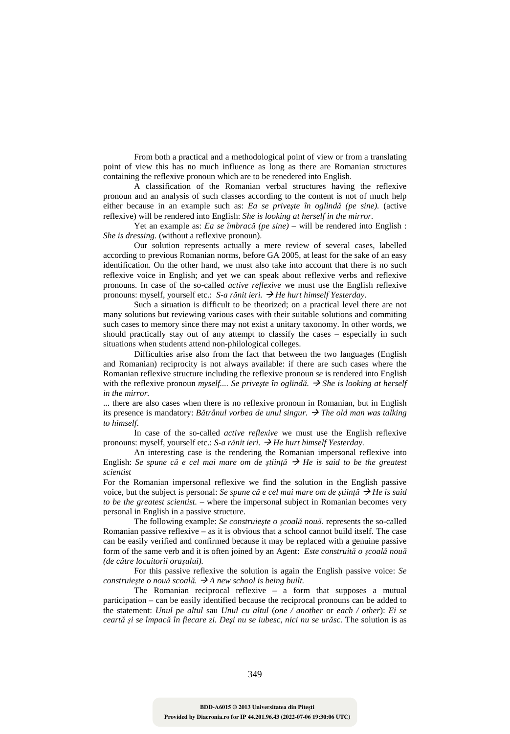From both a practical and a methodological point of view or from a translating point of view this has no much influence as long as there are Romanian structures containing the reflexive pronoun which are to be renedered into English.

A classification of the Romanian verbal structures having the reflexive pronoun and an analysis of such classes according to the content is not of much help either because in an example such as: *Ea se priveşte în oglindă (pe sine).* (active reflexive) will be rendered into English: *She is looking at herself in the mirror.*

Yet an example as: *Ea se îmbracă (pe sine)* – will be rendered into English : *She is dressing*. (without a reflexive pronoun).

Our solution represents actually a mere review of several cases, labelled according to previous Romanian norms, before GA 2005, at least for the sake of an easy identification. On the other hand, we must also take into account that there is no such reflexive voice in English; and yet we can speak about reflexive verbs and reflexive pronouns. In case of the so-called *active reflexive* we must use the English reflexive pronouns: myself, yourself etc.: *S-a rănit ieri.* → *He hurt himself Yesterday*.

Such a situation is difficult to be theorized; on a practical level there are not many solutions but reviewing various cases with their suitable solutions and commiting such cases to memory since there may not exist a unitary taxonomy. In other words, we should practically stay out of any attempt to classify the cases – especially in such situations when students attend non-philological colleges.

Difficulties arise also from the fact that between the two languages (English and Romanian) reciprocity is not always available: if there are such cases where the Romanian reflexive structure including the reflexive pronoun *se* is rendered into English with the reflexive pronoun *myself.... Se priveşte în oglindă.* → *She is looking at herself in the mirror.*

... there are also cases when there is no reflexive pronoun in Romanian, but in English its presence is mandatory: *Bătrânul vorbea de unul singur.* → *The old man was talking to himself.*

In case of the so-called *active reflexive* we must use the English reflexive pronouns: myself, yourself etc.: *S-a rănit ieri.* → *He hurt himself Yesterday*.

An interesting case is the rendering the Romanian impersonal reflexive into English: *Se spune că e cel mai mare om de ştiinţă* → *He is said to be the greatest scientist*

For the Romanian impersonal reflexive we find the solution in the English passive voice, but the subject is personal: *Se spune că e cel mai mare om de ştiinţă* → *He is said to be the greatest scientist.* – where the impersonal subject in Romanian becomes very personal in English in a passive structure.

The following example: *Se construieşte o şcoală nouă*. represents the so-called Romanian passive reflexive – as it is obvious that a school cannot build itself. The case can be easily verified and confirmed because it may be replaced with a genuine passive form of the same verb and it is often joined by an Agent: *Este construită o şcoală nouă (de către locuitorii oraşului).*

For this passive reflexive the solution is again the English passive voice: *Se construieşte o nouă scoală.* → *A new school is being built.*

The Romanian reciprocal reflexive – a form that supposes a mutual participation – can be easily identified because the reciprocal pronouns can be added to the statement: *Unul pe altul* sau *Unul cu altul* (*one / another* or *each / other*): *Ei se ceartă şi se împacă în fiecare zi. Deşi nu se iubesc, nici nu se urăsc.* The solution is as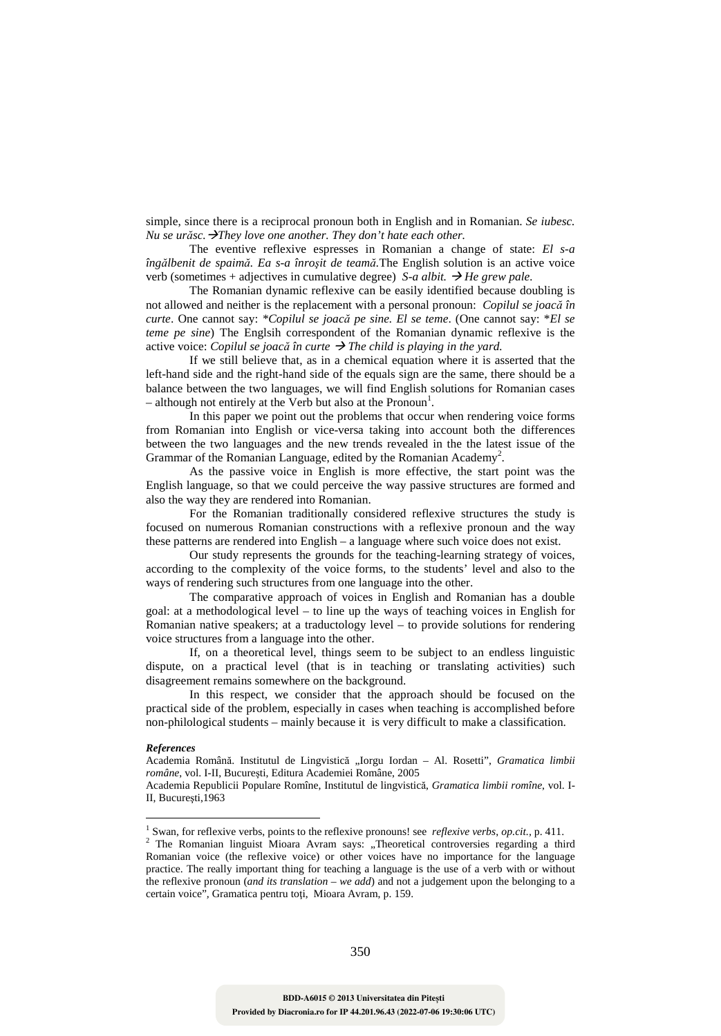simple, since there is a reciprocal pronoun both in English and in Romanian. *Se iubesc. Nu se urăsc.* →*They love one another. They don't hate each other.*

The eventive reflexive espresses in Romanian a change of state: *El s-a îngălbenit de spaimă. Ea s-a înroşit de teamă.*The English solution is an active voice verb (sometimes + adjectives in cumulative degree) *S-a albit.* → *He grew pale.*

The Romanian dynamic reflexive can be easily identified because doubling is not allowed and neither is the replacement with a personal pronoun: *Copilul se joacă în curte*. One cannot say: *\*Copilul se joacă pe sine. El se teme*. (One cannot say: *\*El se teme pe sine*) The Englsih correspondent of the Romanian dynamic reflexive is the active voice: *Copilul se joacă în curte* → *The child is playing in the yard.*

If we still believe that, as in a chemical equation where it is asserted that the left-hand side and the right-hand side of the equals sign are the same, there should be a balance between the two languages, we will find English solutions for Romanian cases – although not entirely at the Verb but also at the Pronoun[1].

In this paper we point out the problems that occur when rendering voice forms from Romanian into English or vice-versa taking into account both the differences between the two languages and the new trends revealed in the the latest issue of the Grammar of the Romanian Language, edited by the Romanian Academy[2].

As the passive voice in English is more effective, the start point was the English language, so that we could perceive the way passive structures are formed and also the way they are rendered into Romanian.

For the Romanian traditionally considered reflexive structures the study is focused on numerous Romanian constructions with a reflexive pronoun and the way these patterns are rendered into English – a language where such voice does not exist.

Our study represents the grounds for the teaching-learning strategy of voices, according to the complexity of the voice forms, to the students' level and also to the ways of rendering such structures from one language into the other.

The comparative approach of voices in English and Romanian has a double goal: at a methodological level – to line up the ways of teaching voices in English for Romanian native speakers; at a traductology level – to provide solutions for rendering voice structures from a language into the other.

If, on a theoretical level, things seem to be subject to an endless linguistic dispute, on a practical level (that is in teaching or translating activities) such disagreement remains somewhere on the background.

In this respect, we consider that the approach should be focused on the practical side of the problem, especially in cases when teaching is accomplished before non-philological students – mainly because it is very difficult to make a classification.

***References***

Academia Română. Institutul de Lingvistică „Iorgu Iordan – Al. Rosetti", *Gramatica limbii române*, vol. I-II, Bucureşti, Editura Academiei Române, 2005

Academia Republicii Populare Romîne, Institutul de lingvistică, *Gramatica limbii romîne*, vol. I-II, Bucureşti,1963

---

[1] Swan, for reflexive verbs, points to the reflexive pronouns! see *reflexive verbs, op.cit.*, p. 411.

[2] The Romanian linguist Mioara Avram says: „Theoretical controversies regarding a third Romanian voice (the reflexive voice) or other voices have no importance for the language practice. The really important thing for teaching a language is the use of a verb with or without the reflexive pronoun (*and its translation – we add*) and not a judgement upon the belonging to a certain voice", Gramatica pentru toți, Mioara Avram, p. 159.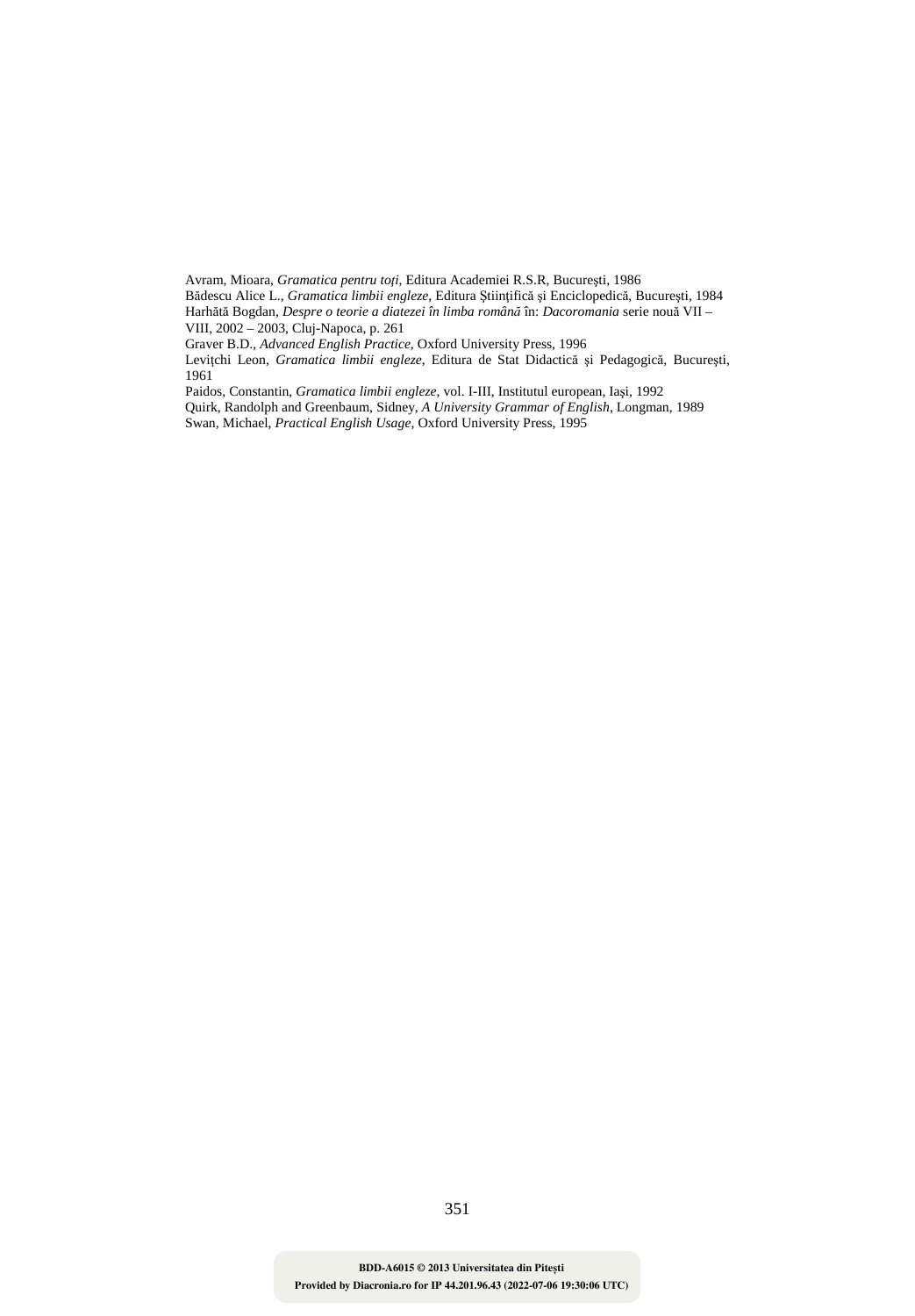Avram, Mioara, *Gramatica pentru toți*, Editura Academiei R.S.R, București, 1986
Bădescu Alice L., *Gramatica limbii engleze*, Editura Științifică și Enciclopedică, București, 1984
Harhătă Bogdan, *Despre o teorie a diatezei în limba română* în: *Dacoromania* serie nouă VII – VIII, 2002 – 2003, Cluj-Napoca, p. 261
Graver B.D., *Advanced English Practice*, Oxford University Press, 1996
Levițchi Leon, *Gramatica limbii engleze*, Editura de Stat Didactică și Pedagogică, București, 1961
Paidos, Constantin, *Gramatica limbii engleze*, vol. I-III, Institutul european, Iași, 1992
Quirk, Randolph and Greenbaum, Sidney, *A University Grammar of English*, Longman, 1989
Swan, Michael, *Practical English Usage*, Oxford University Press, 1995